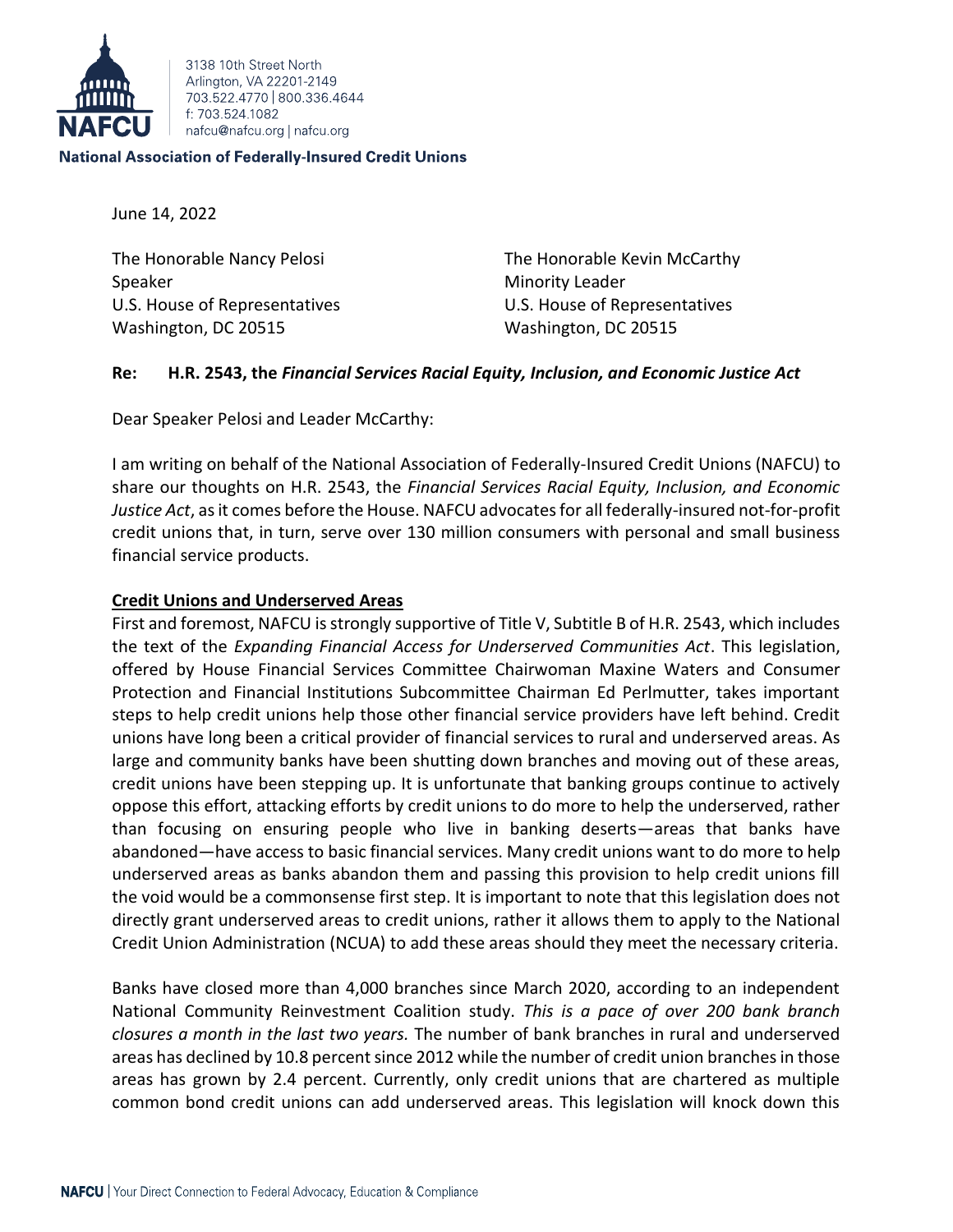3138 10th Street North
Arlington, VA 22201-2149
703.522.4770 | 800.336.4644
f: 703.524.1082
nafcu@nafcu.org | nafcu.org

**National Association of Federally-Insured Credit Unions**

June 14, 2022

The Honorable Nancy Pelosi
Speaker
U.S. House of Representatives
Washington, DC 20515

The Honorable Kevin McCarthy
Minority Leader
U.S. House of Representatives
Washington, DC 20515

**Re: H.R. 2543, the *Financial Services Racial Equity, Inclusion, and Economic Justice Act***

Dear Speaker Pelosi and Leader McCarthy:

I am writing on behalf of the National Association of Federally-Insured Credit Unions (NAFCU) to share our thoughts on H.R. 2543, the *Financial Services Racial Equity, Inclusion, and Economic Justice Act*, as it comes before the House. NAFCU advocates for all federally-insured not-for-profit credit unions that, in turn, serve over 130 million consumers with personal and small business financial service products.

**Credit Unions and Underserved Areas**

First and foremost, NAFCU is strongly supportive of Title V, Subtitle B of H.R. 2543, which includes the text of the *Expanding Financial Access for Underserved Communities Act*. This legislation, offered by House Financial Services Committee Chairwoman Maxine Waters and Consumer Protection and Financial Institutions Subcommittee Chairman Ed Perlmutter, takes important steps to help credit unions help those other financial service providers have left behind. Credit unions have long been a critical provider of financial services to rural and underserved areas. As large and community banks have been shutting down branches and moving out of these areas, credit unions have been stepping up. It is unfortunate that banking groups continue to actively oppose this effort, attacking efforts by credit unions to do more to help the underserved, rather than focusing on ensuring people who live in banking deserts—areas that banks have abandoned—have access to basic financial services. Many credit unions want to do more to help underserved areas as banks abandon them and passing this provision to help credit unions fill the void would be a commonsense first step. It is important to note that this legislation does not directly grant underserved areas to credit unions, rather it allows them to apply to the National Credit Union Administration (NCUA) to add these areas should they meet the necessary criteria.

Banks have closed more than 4,000 branches since March 2020, according to an independent National Community Reinvestment Coalition study. *This is a pace of over 200 bank branch closures a month in the last two years.* The number of bank branches in rural and underserved areas has declined by 10.8 percent since 2012 while the number of credit union branches in those areas has grown by 2.4 percent. Currently, only credit unions that are chartered as multiple common bond credit unions can add underserved areas. This legislation will knock down this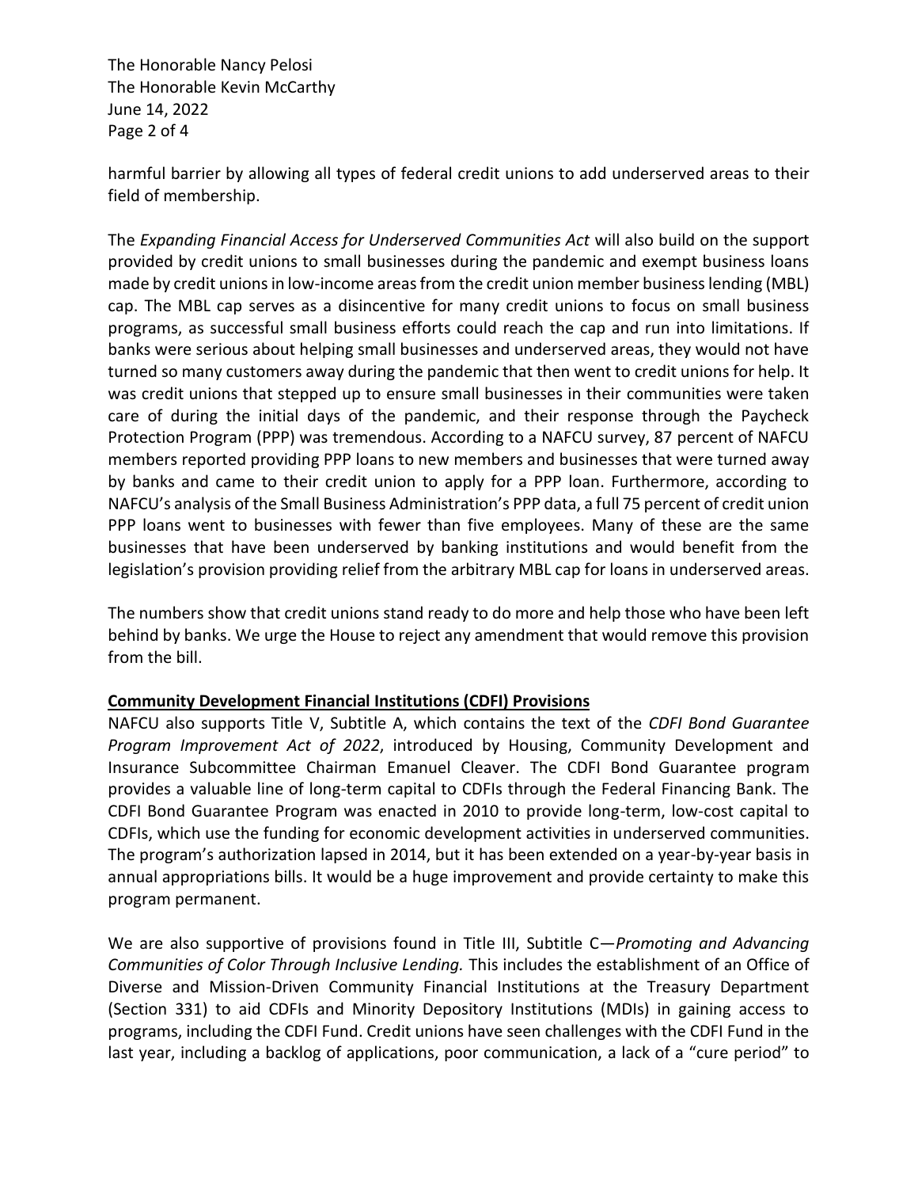harmful barrier by allowing all types of federal credit unions to add underserved areas to their field of membership.

The *Expanding Financial Access for Underserved Communities Act* will also build on the support provided by credit unions to small businesses during the pandemic and exempt business loans made by credit unions in low-income areas from the credit union member business lending (MBL) cap. The MBL cap serves as a disincentive for many credit unions to focus on small business programs, as successful small business efforts could reach the cap and run into limitations. If banks were serious about helping small businesses and underserved areas, they would not have turned so many customers away during the pandemic that then went to credit unions for help. It was credit unions that stepped up to ensure small businesses in their communities were taken care of during the initial days of the pandemic, and their response through the Paycheck Protection Program (PPP) was tremendous. According to a NAFCU survey, 87 percent of NAFCU members reported providing PPP loans to new members and businesses that were turned away by banks and came to their credit union to apply for a PPP loan. Furthermore, according to NAFCU's analysis of the Small Business Administration's PPP data, a full 75 percent of credit union PPP loans went to businesses with fewer than five employees. Many of these are the same businesses that have been underserved by banking institutions and would benefit from the legislation's provision providing relief from the arbitrary MBL cap for loans in underserved areas.

The numbers show that credit unions stand ready to do more and help those who have been left behind by banks. We urge the House to reject any amendment that would remove this provision from the bill.

**Community Development Financial Institutions (CDFI) Provisions**

NAFCU also supports Title V, Subtitle A, which contains the text of the *CDFI Bond Guarantee Program Improvement Act of 2022*, introduced by Housing, Community Development and Insurance Subcommittee Chairman Emanuel Cleaver. The CDFI Bond Guarantee program provides a valuable line of long-term capital to CDFIs through the Federal Financing Bank. The CDFI Bond Guarantee Program was enacted in 2010 to provide long-term, low-cost capital to CDFIs, which use the funding for economic development activities in underserved communities. The program's authorization lapsed in 2014, but it has been extended on a year-by-year basis in annual appropriations bills. It would be a huge improvement and provide certainty to make this program permanent.

We are also supportive of provisions found in Title III, Subtitle C—*Promoting and Advancing Communities of Color Through Inclusive Lending.* This includes the establishment of an Office of Diverse and Mission-Driven Community Financial Institutions at the Treasury Department (Section 331) to aid CDFIs and Minority Depository Institutions (MDIs) in gaining access to programs, including the CDFI Fund. Credit unions have seen challenges with the CDFI Fund in the last year, including a backlog of applications, poor communication, a lack of a "cure period" to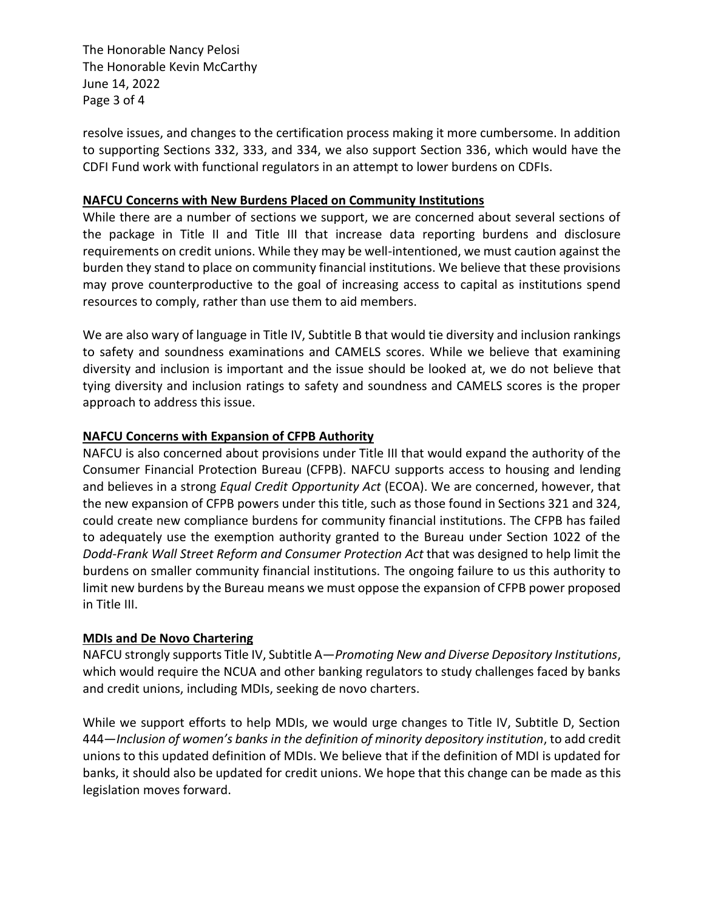resolve issues, and changes to the certification process making it more cumbersome. In addition to supporting Sections 332, 333, and 334, we also support Section 336, which would have the CDFI Fund work with functional regulators in an attempt to lower burdens on CDFIs.

**NAFCU Concerns with New Burdens Placed on Community Institutions**

While there are a number of sections we support, we are concerned about several sections of the package in Title II and Title III that increase data reporting burdens and disclosure requirements on credit unions. While they may be well-intentioned, we must caution against the burden they stand to place on community financial institutions. We believe that these provisions may prove counterproductive to the goal of increasing access to capital as institutions spend resources to comply, rather than use them to aid members.

We are also wary of language in Title IV, Subtitle B that would tie diversity and inclusion rankings to safety and soundness examinations and CAMELS scores. While we believe that examining diversity and inclusion is important and the issue should be looked at, we do not believe that tying diversity and inclusion ratings to safety and soundness and CAMELS scores is the proper approach to address this issue.

**NAFCU Concerns with Expansion of CFPB Authority**

NAFCU is also concerned about provisions under Title III that would expand the authority of the Consumer Financial Protection Bureau (CFPB). NAFCU supports access to housing and lending and believes in a strong *Equal Credit Opportunity Act* (ECOA). We are concerned, however, that the new expansion of CFPB powers under this title, such as those found in Sections 321 and 324, could create new compliance burdens for community financial institutions. The CFPB has failed to adequately use the exemption authority granted to the Bureau under Section 1022 of the *Dodd-Frank Wall Street Reform and Consumer Protection Act* that was designed to help limit the burdens on smaller community financial institutions. The ongoing failure to us this authority to limit new burdens by the Bureau means we must oppose the expansion of CFPB power proposed in Title III.

**MDIs and De Novo Chartering**

NAFCU strongly supports Title IV, Subtitle A—*Promoting New and Diverse Depository Institutions*, which would require the NCUA and other banking regulators to study challenges faced by banks and credit unions, including MDIs, seeking de novo charters.

While we support efforts to help MDIs, we would urge changes to Title IV, Subtitle D, Section 444—*Inclusion of women's banks in the definition of minority depository institution*, to add credit unions to this updated definition of MDIs. We believe that if the definition of MDI is updated for banks, it should also be updated for credit unions. We hope that this change can be made as this legislation moves forward.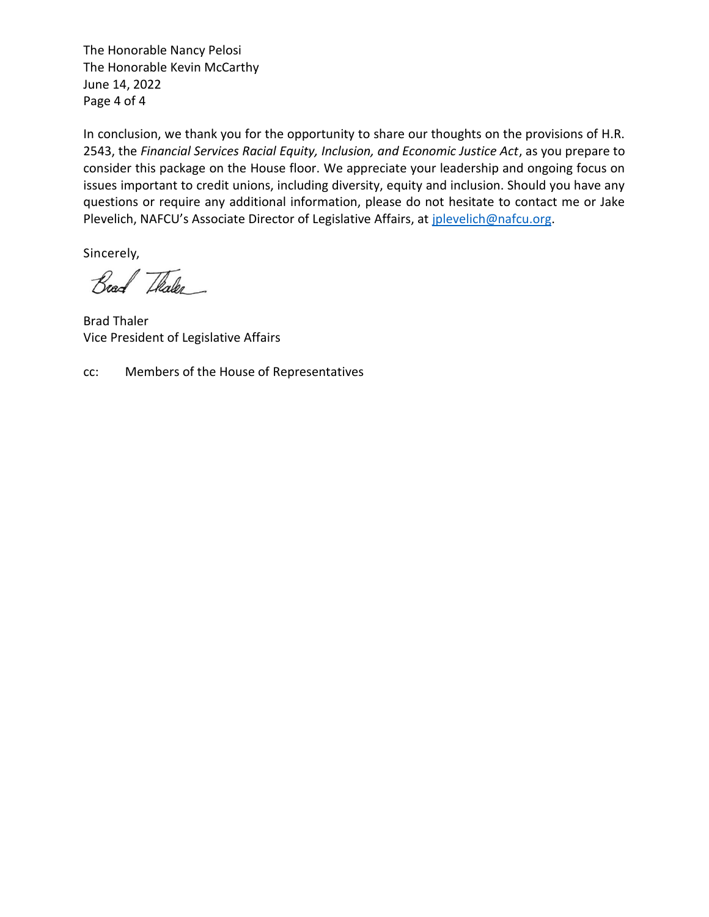The Honorable Nancy Pelosi
The Honorable Kevin McCarthy
June 14, 2022

In conclusion, we thank you for the opportunity to share our thoughts on the provisions of H.R. 2543, the *Financial Services Racial Equity, Inclusion, and Economic Justice Act*, as you prepare to consider this package on the House floor. We appreciate your leadership and ongoing focus on issues important to credit unions, including diversity, equity and inclusion. Should you have any questions or require any additional information, please do not hesitate to contact me or Jake Plevelich, NAFCU's Associate Director of Legislative Affairs, at jplevelich@nafcu.org.

Sincerely,

Brad Thaler

Brad Thaler
Vice President of Legislative Affairs

cc: Members of the House of Representatives